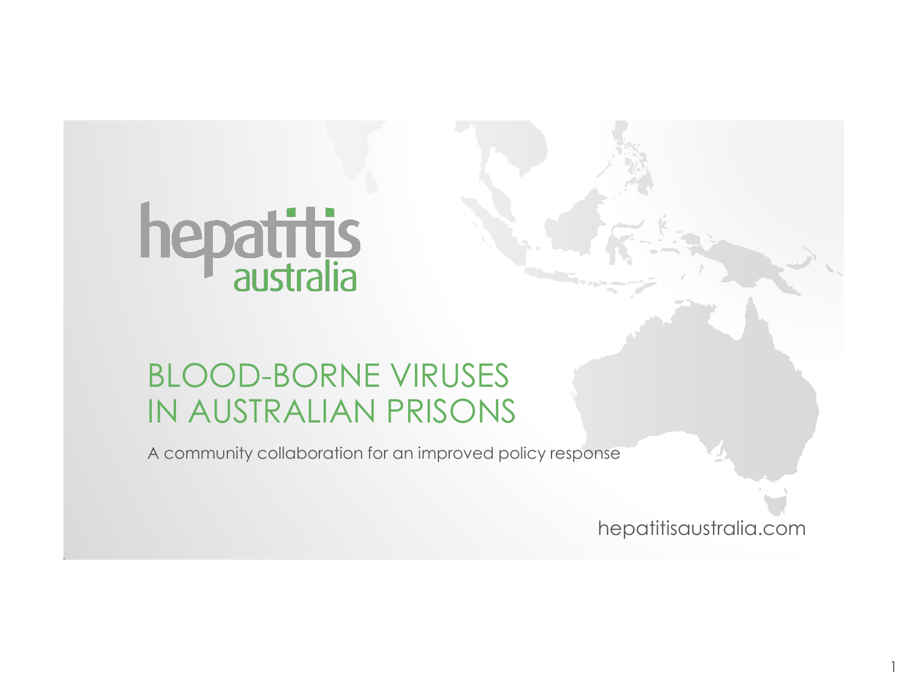hepatitis australia

# BLOOD-BORNE VIRUSES IN AUSTRALIAN PRISONS

A community collaboration for an improved policy response

hepatitisaustralia.com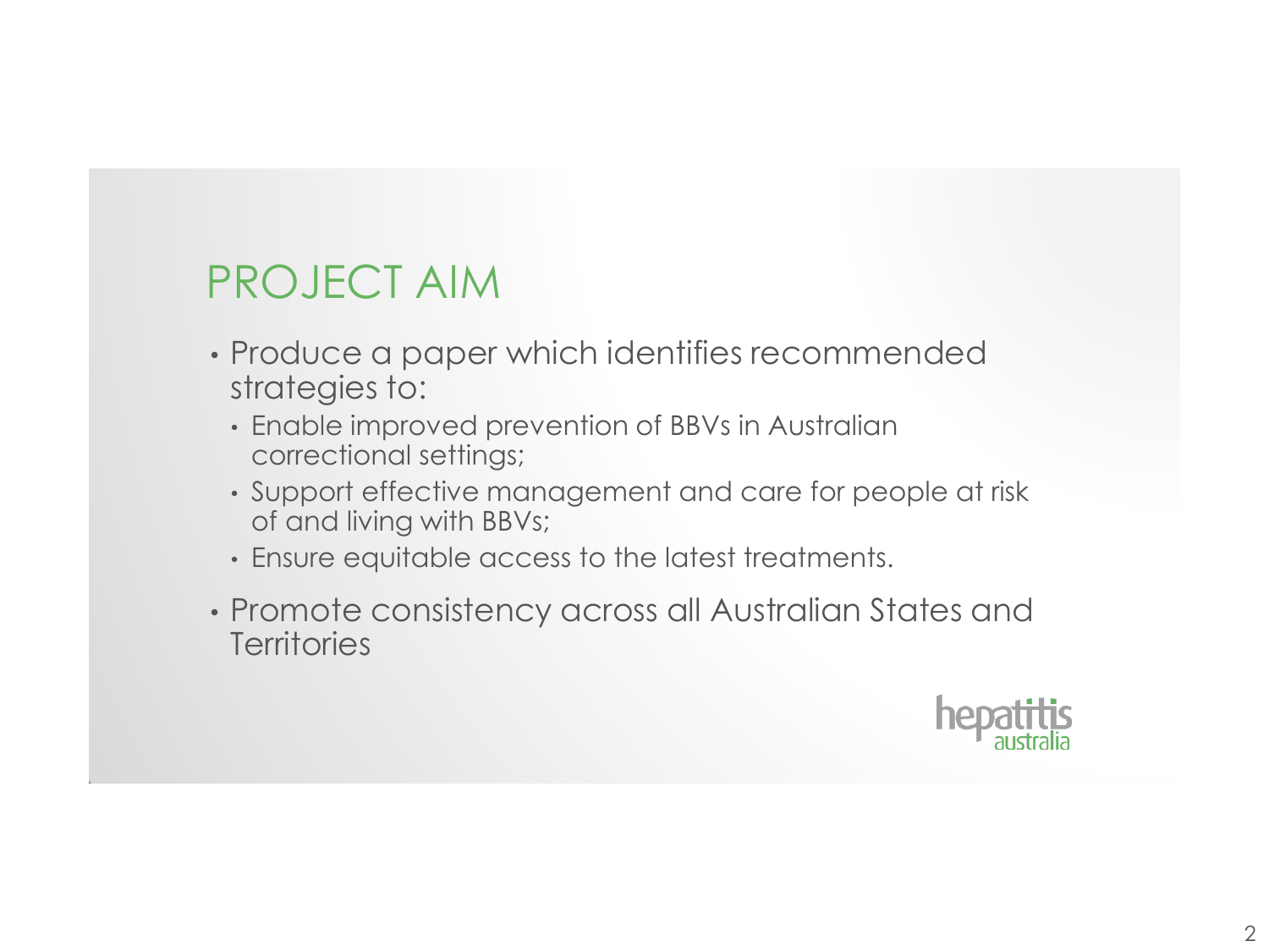# PROJECT AIM

- Produce a paper which identifies recommended strategies to:
  - Enable improved prevention of BBVs in Australian correctional settings;
  - Support effective management and care for people at risk of and living with BBVs;
  - Ensure equitable access to the latest treatments.
- Promote consistency across all Australian States and Territories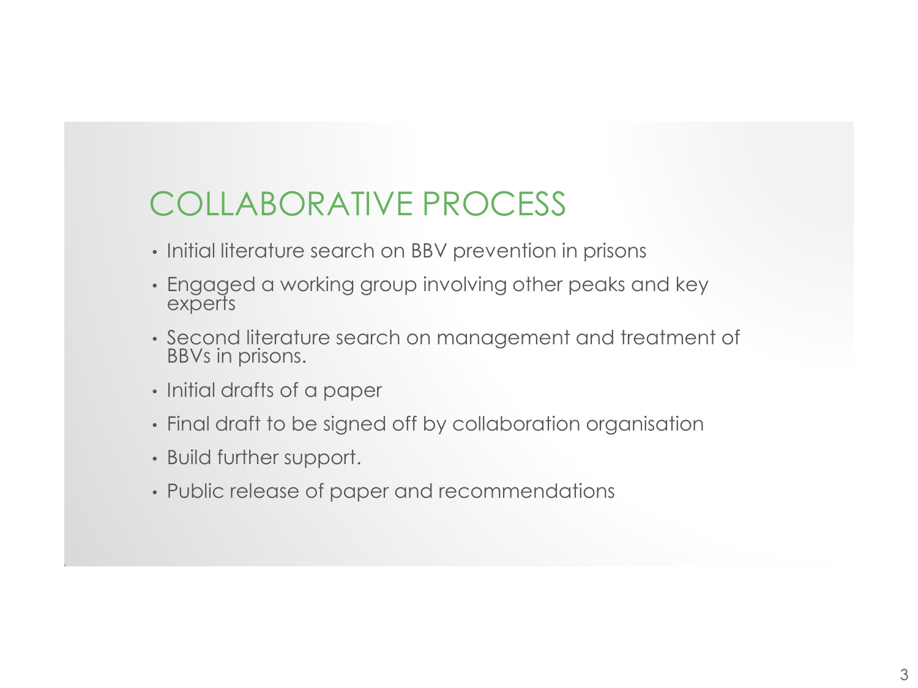# COLLABORATIVE PROCESS

- Initial literature search on BBV prevention in prisons
- Engaged a working group involving other peaks and key experts
- Second literature search on management and treatment of BBVs in prisons.
- Initial drafts of a paper
- Final draft to be signed off by collaboration organisation
- Build further support.
- Public release of paper and recommendations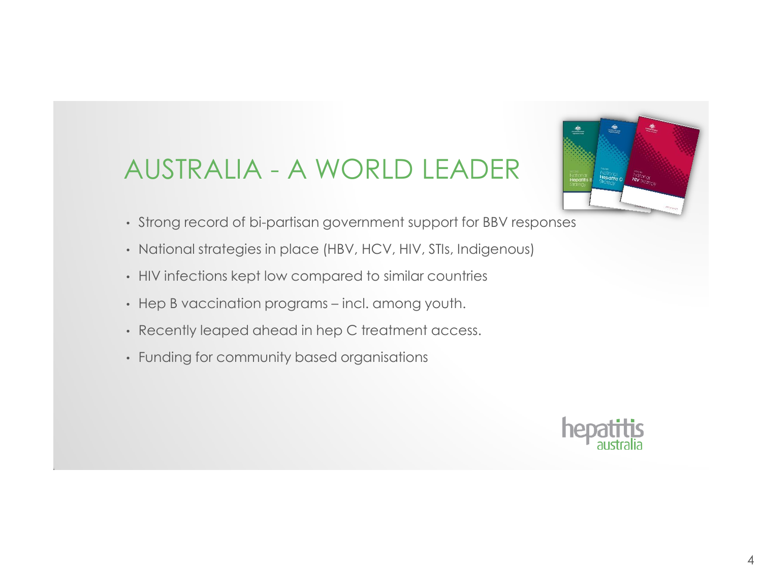# AUSTRALIA - A WORLD LEADER

- Strong record of bi-partisan government support for BBV responses
- National strategies in place (HBV, HCV, HIV, STIs, Indigenous)
- HIV infections kept low compared to similar countries
- Hep B vaccination programs – incl. among youth.
- Recently leaped ahead in hep C treatment access.
- Funding for community based organisations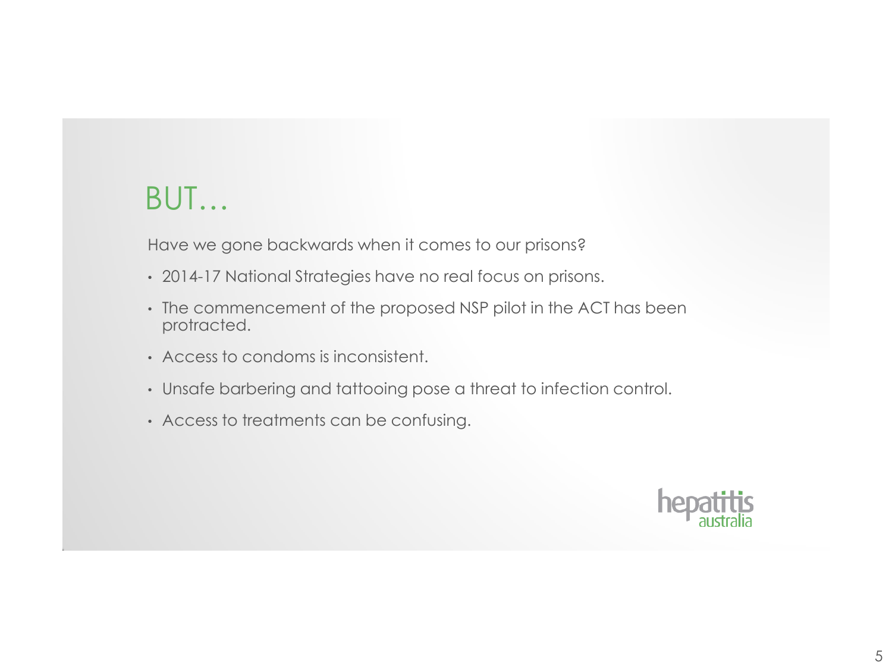# BUT…

Have we gone backwards when it comes to our prisons?

- 2014-17 National Strategies have no real focus on prisons.
- The commencement of the proposed NSP pilot in the ACT has been protracted.
- Access to condoms is inconsistent.
- Unsafe barbering and tattooing pose a threat to infection control.
- Access to treatments can be confusing.

hepatitis australia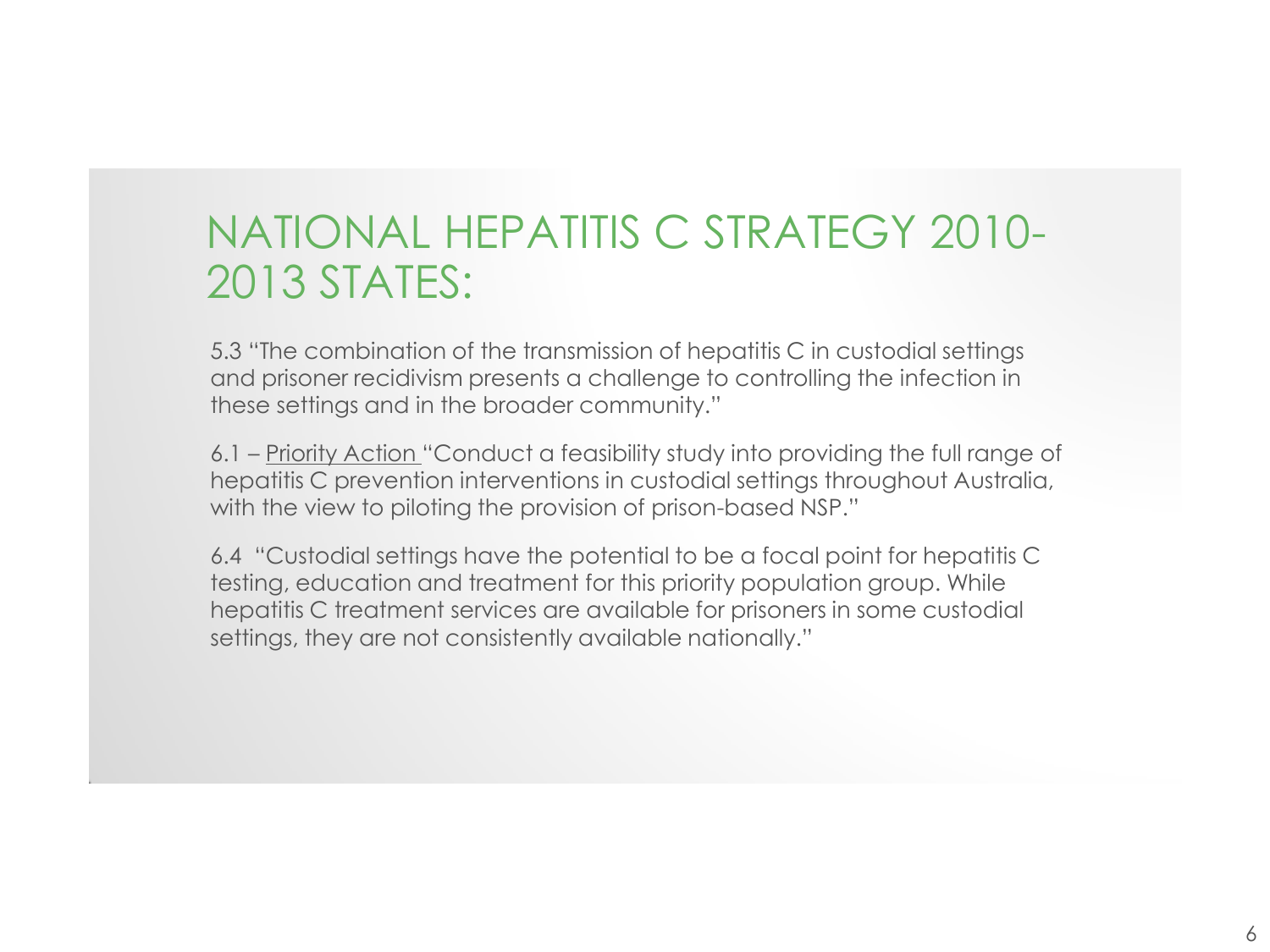# NATIONAL HEPATITIS C STRATEGY 2010-2013 STATES:

5.3 "The combination of the transmission of hepatitis C in custodial settings and prisoner recidivism presents a challenge to controlling the infection in these settings and in the broader community."

6.1 – Priority Action "Conduct a feasibility study into providing the full range of hepatitis C prevention interventions in custodial settings throughout Australia, with the view to piloting the provision of prison-based NSP."

6.4 "Custodial settings have the potential to be a focal point for hepatitis C testing, education and treatment for this priority population group. While hepatitis C treatment services are available for prisoners in some custodial settings, they are not consistently available nationally."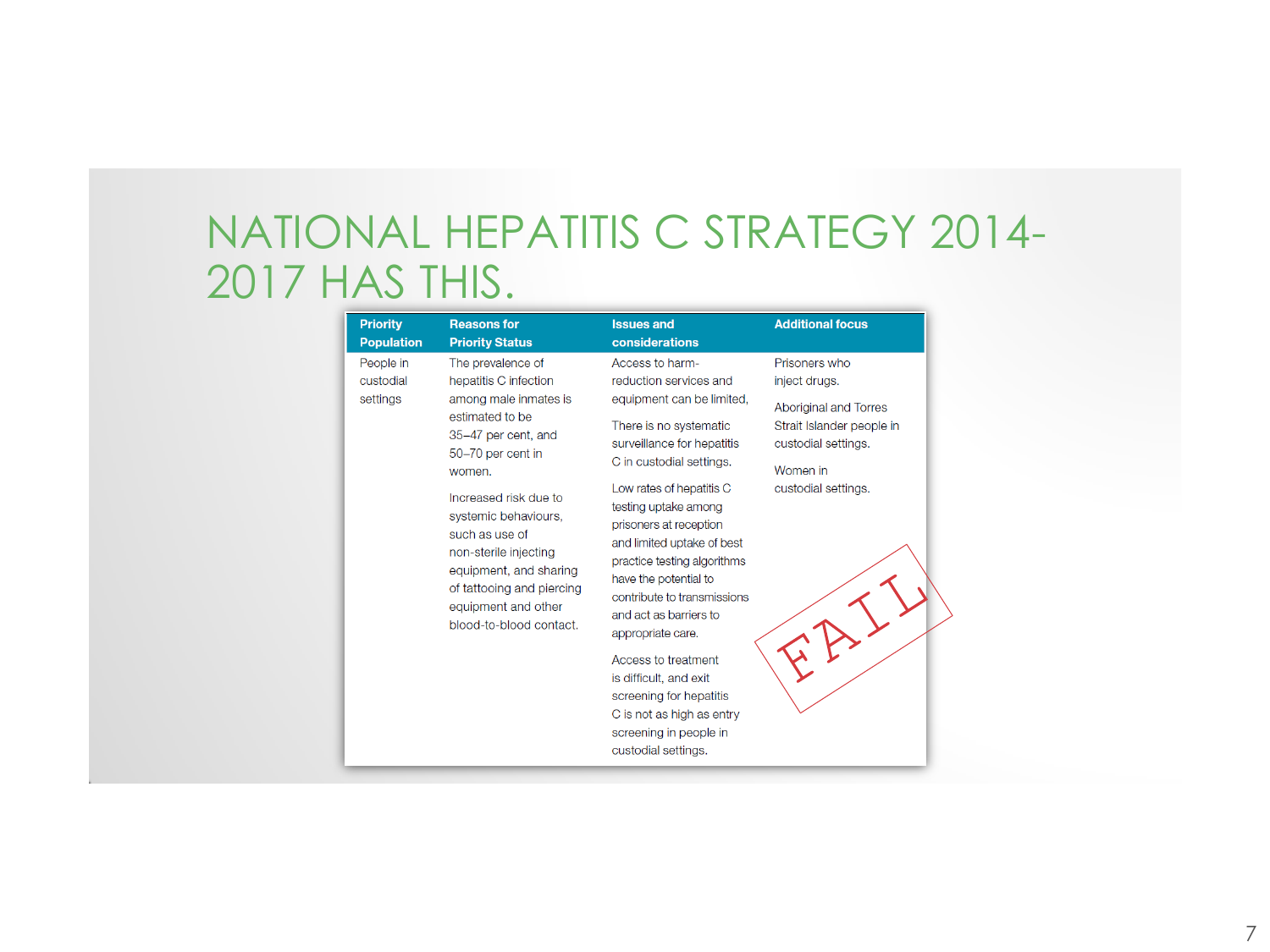# NATIONAL HEPATITIS C STRATEGY 2014-2017 HAS THIS.

| Priority Population | Reasons for Priority Status | Issues and considerations | Additional focus |
|---|---|---|---|
| People in custodial settings | The prevalence of hepatitis C infection among male inmates is estimated to be 35–47 per cent, and 50–70 per cent in women.<br><br>Increased risk due to systemic behaviours, such as use of non-sterile injecting equipment, and sharing of tattooing and piercing equipment and other blood-to-blood contact. | Access to harm-reduction services and equipment can be limited,<br><br>There is no systematic surveillance for hepatitis C in custodial settings.<br><br>Low rates of hepatitis C testing uptake among prisoners at reception and limited uptake of best practice testing algorithms have the potential to contribute to transmissions and act as barriers to appropriate care.<br><br>Access to treatment is difficult, and exit screening for hepatitis C is not as high as entry screening in people in custodial settings. | Prisoners who inject drugs.<br><br>Aboriginal and Torres Strait Islander people in custodial settings.<br><br>Women in custodial settings. |

FAIL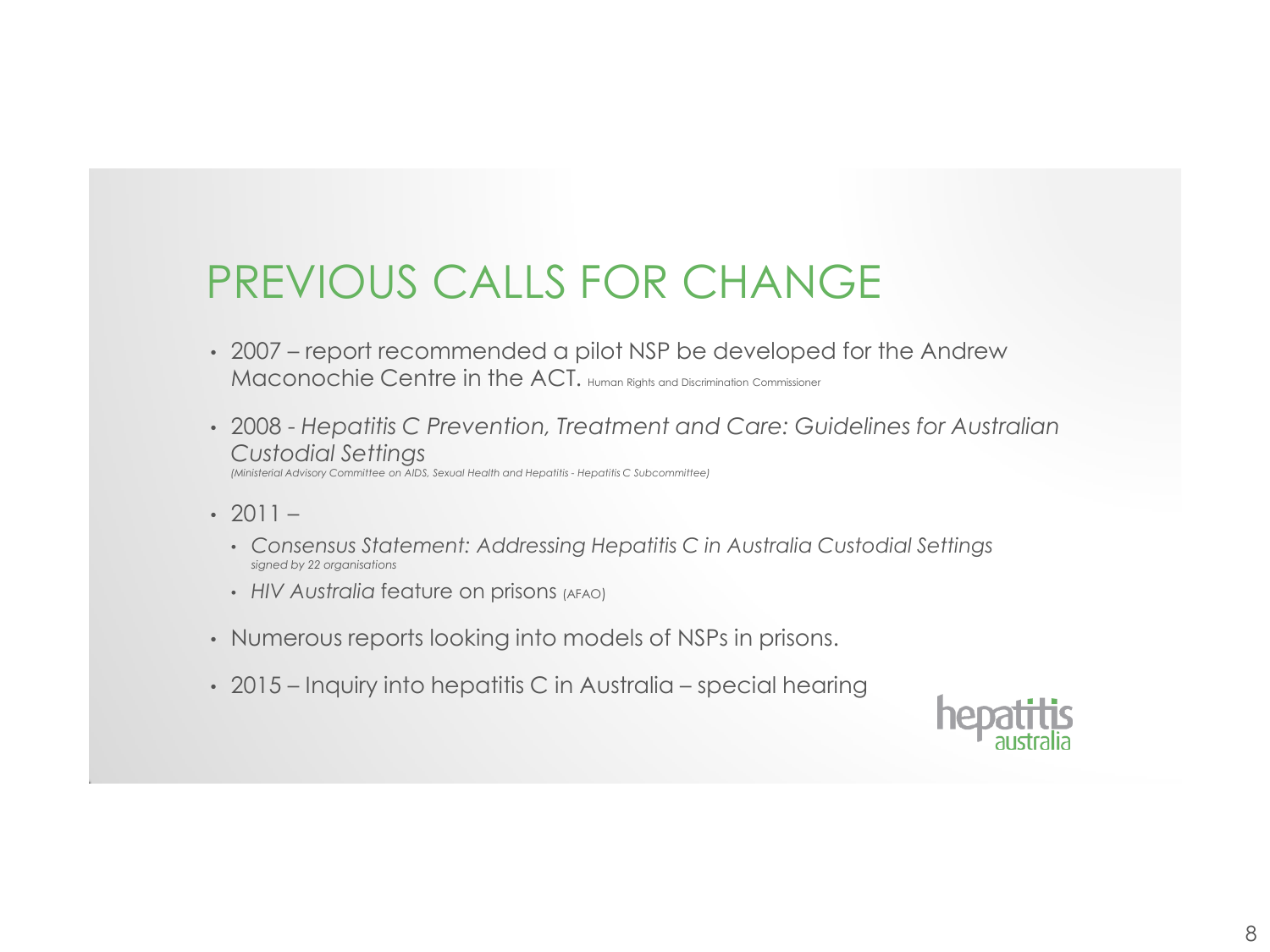# PREVIOUS CALLS FOR CHANGE

- 2007 – report recommended a pilot NSP be developed for the Andrew Maconochie Centre in the ACT. Human Rights and Discrimination Commissioner
- 2008 - *Hepatitis C Prevention, Treatment and Care: Guidelines for Australian Custodial Settings* *(Ministerial Advisory Committee on AIDS, Sexual Health and Hepatitis - Hepatitis C Subcommittee)*
- 2011 –
  - *Consensus Statement: Addressing Hepatitis C in Australia Custodial Settings* *signed by 22 organisations*
  - *HIV Australia* feature on prisons (AFAO)
- Numerous reports looking into models of NSPs in prisons.
- 2015 – Inquiry into hepatitis C in Australia – special hearing

hepatitis australia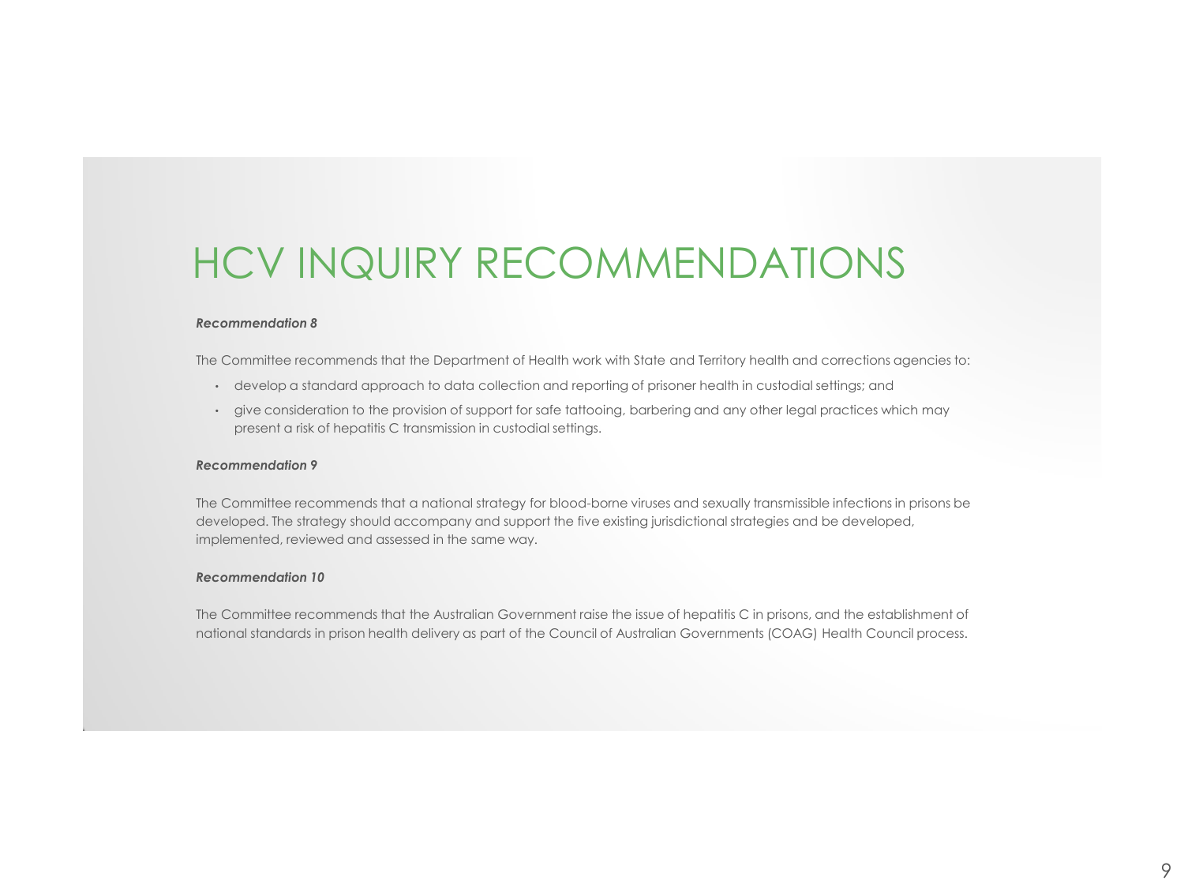# HCV INQUIRY RECOMMENDATIONS

***Recommendation 8***

The Committee recommends that the Department of Health work with State and Territory health and corrections agencies to:

- develop a standard approach to data collection and reporting of prisoner health in custodial settings; and
- give consideration to the provision of support for safe tattooing, barbering and any other legal practices which may present a risk of hepatitis C transmission in custodial settings.

***Recommendation 9***

The Committee recommends that a national strategy for blood-borne viruses and sexually transmissible infections in prisons be developed. The strategy should accompany and support the five existing jurisdictional strategies and be developed, implemented, reviewed and assessed in the same way.

***Recommendation 10***

The Committee recommends that the Australian Government raise the issue of hepatitis C in prisons, and the establishment of national standards in prison health delivery as part of the Council of Australian Governments (COAG) Health Council process.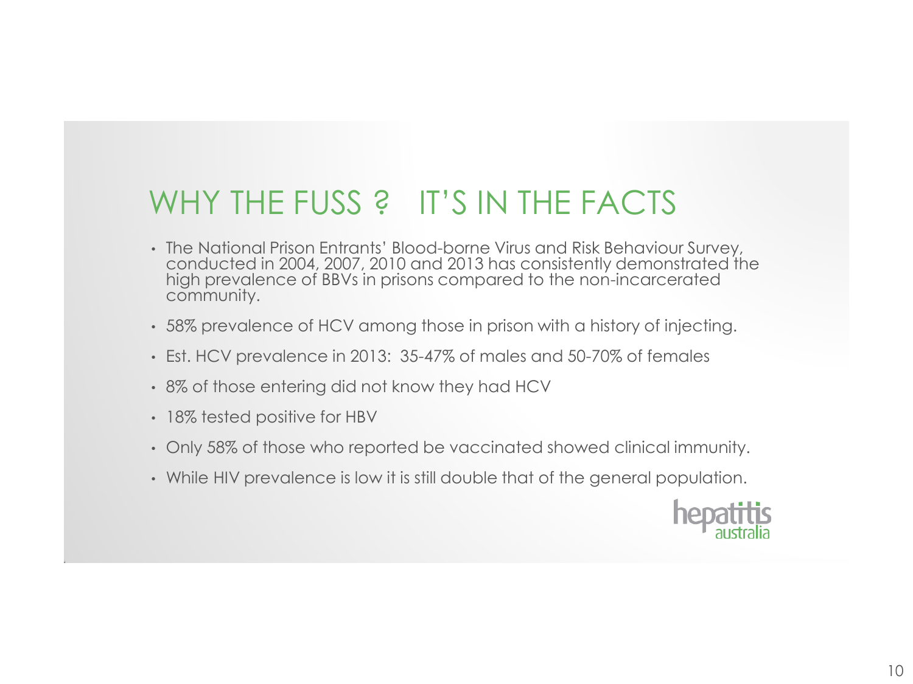# WHY THE FUSS ? IT'S IN THE FACTS

- The National Prison Entrants' Blood-borne Virus and Risk Behaviour Survey, conducted in 2004, 2007, 2010 and 2013 has consistently demonstrated the high prevalence of BBVs in prisons compared to the non-incarcerated community.
- 58% prevalence of HCV among those in prison with a history of injecting.
- Est. HCV prevalence in 2013: 35-47% of males and 50-70% of females
- 8% of those entering did not know they had HCV
- 18% tested positive for HBV
- Only 58% of those who reported be vaccinated showed clinical immunity.
- While HIV prevalence is low it is still double that of the general population.

hepatitis australia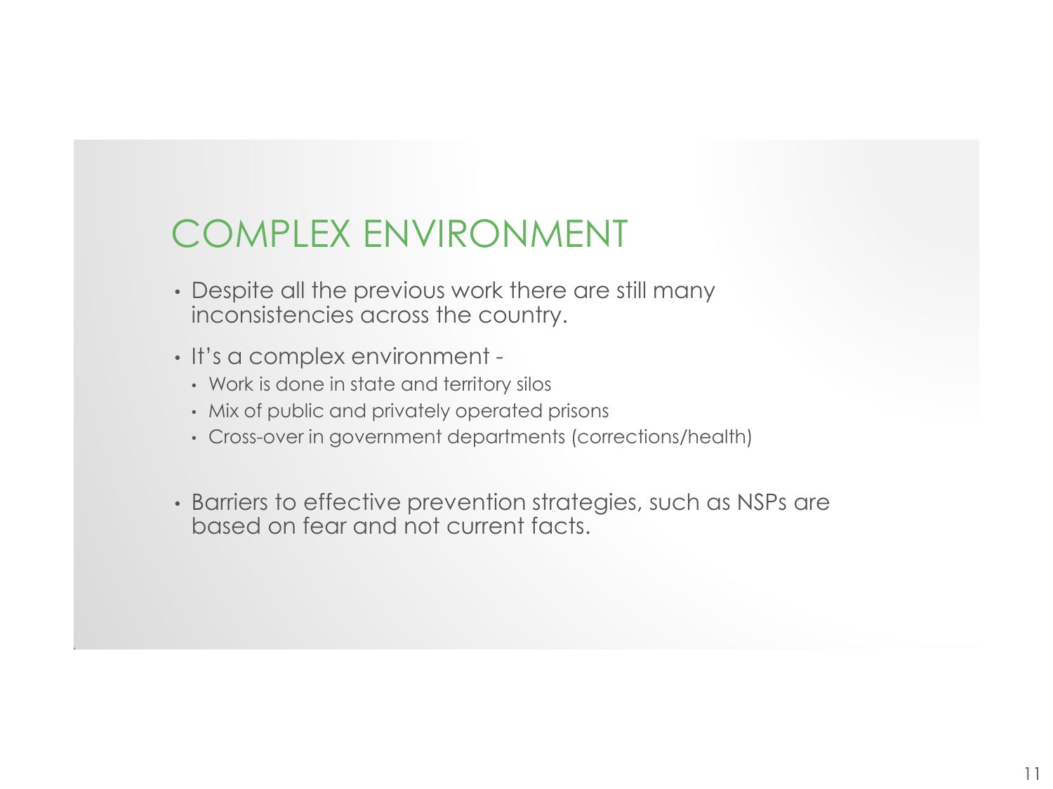# COMPLEX ENVIRONMENT

- Despite all the previous work there are still many inconsistencies across the country.
- It's a complex environment -
  - Work is done in state and territory silos
  - Mix of public and privately operated prisons
  - Cross-over in government departments (corrections/health)
- Barriers to effective prevention strategies, such as NSPs are based on fear and not current facts.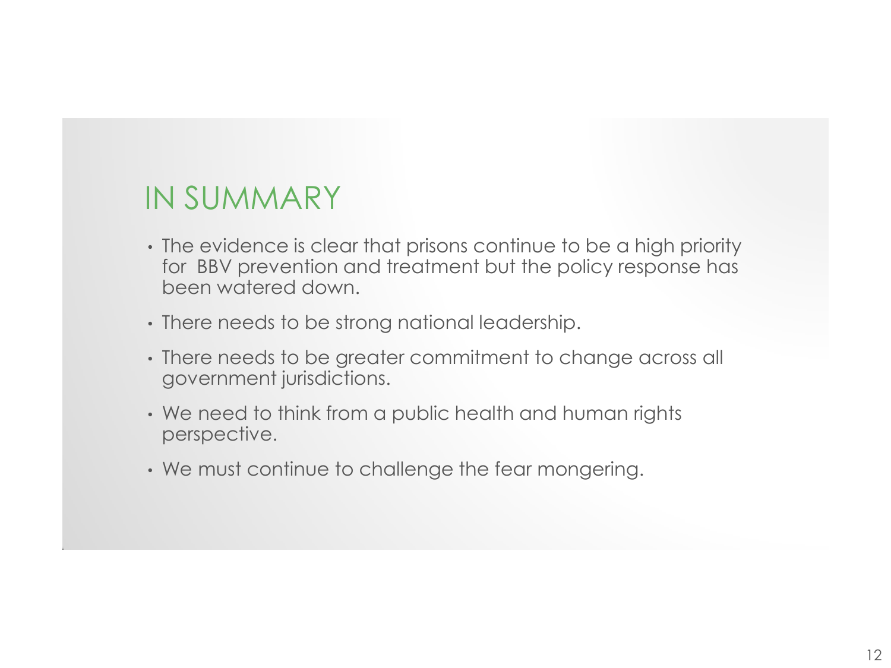# IN SUMMARY

- The evidence is clear that prisons continue to be a high priority for BBV prevention and treatment but the policy response has been watered down.
- There needs to be strong national leadership.
- There needs to be greater commitment to change across all government jurisdictions.
- We need to think from a public health and human rights perspective.
- We must continue to challenge the fear mongering.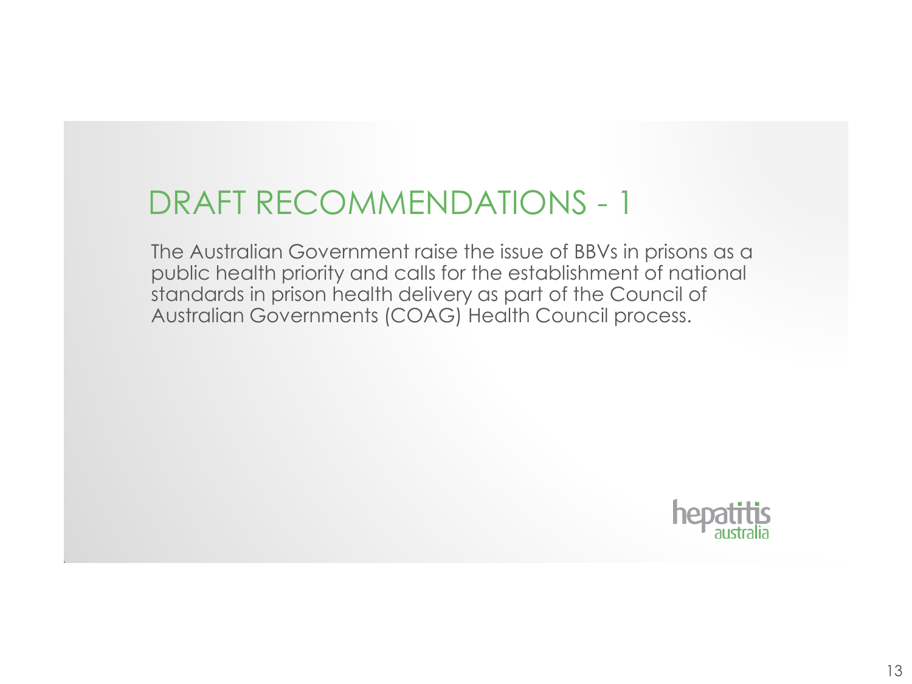# DRAFT RECOMMENDATIONS - 1

The Australian Government raise the issue of BBVs in prisons as a public health priority and calls for the establishment of national standards in prison health delivery as part of the Council of Australian Governments (COAG) Health Council process.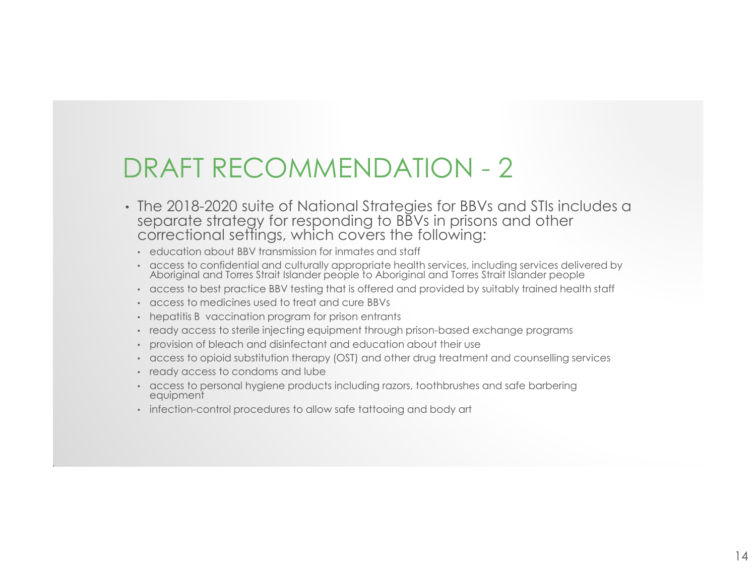# DRAFT RECOMMENDATION - 2

- The 2018-2020 suite of National Strategies for BBVs and STIs includes a separate strategy for responding to BBVs in prisons and other correctional settings, which covers the following:
  - education about BBV transmission for inmates and staff
  - access to confidential and culturally appropriate health services, including services delivered by Aboriginal and Torres Strait Islander people to Aboriginal and Torres Strait Islander people
  - access to best practice BBV testing that is offered and provided by suitably trained health staff
  - access to medicines used to treat and cure BBVs
  - hepatitis B vaccination program for prison entrants
  - ready access to sterile injecting equipment through prison-based exchange programs
  - provision of bleach and disinfectant and education about their use
  - access to opioid substitution therapy (OST) and other drug treatment and counselling services
  - ready access to condoms and lube
  - access to personal hygiene products including razors, toothbrushes and safe barbering equipment
  - infection-control procedures to allow safe tattooing and body art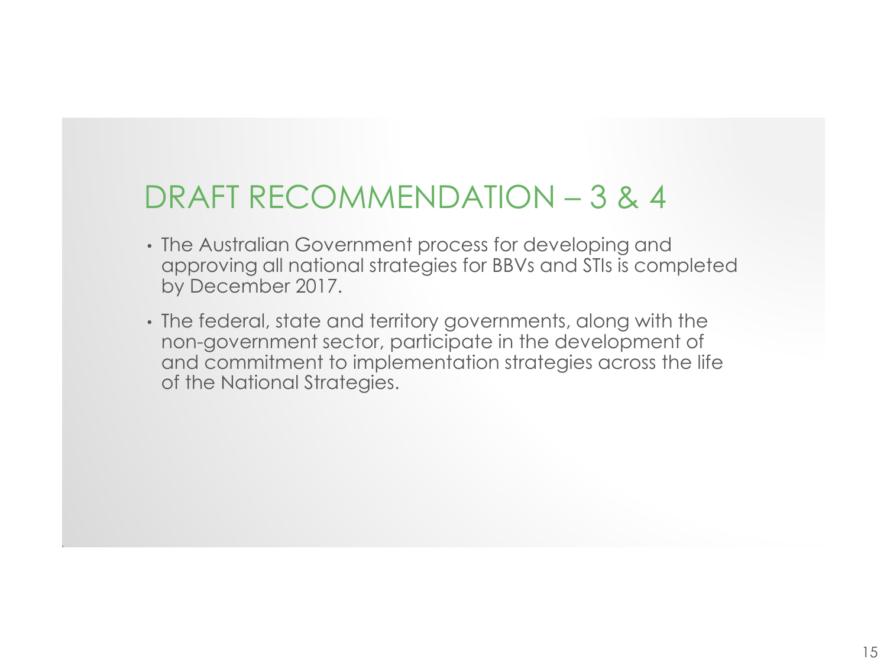# DRAFT RECOMMENDATION – 3 & 4

- The Australian Government process for developing and approving all national strategies for BBVs and STIs is completed by December 2017.
- The federal, state and territory governments, along with the non-government sector, participate in the development of and commitment to implementation strategies across the life of the National Strategies.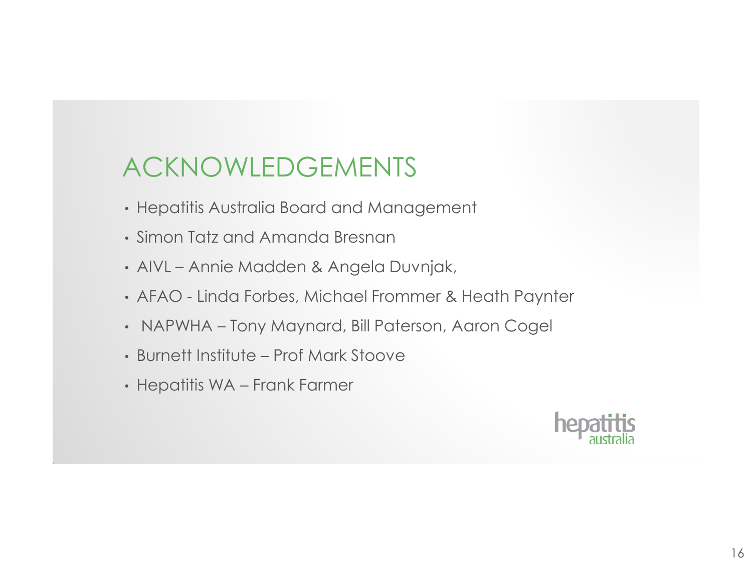# ACKNOWLEDGEMENTS

- Hepatitis Australia Board and Management
- Simon Tatz and Amanda Bresnan
- AIVL – Annie Madden & Angela Duvnjak,
- AFAO - Linda Forbes, Michael Frommer & Heath Paynter
- NAPWHA – Tony Maynard, Bill Paterson, Aaron Cogel
- Burnett Institute – Prof Mark Stoove
- Hepatitis WA – Frank Farmer

hepatitis australia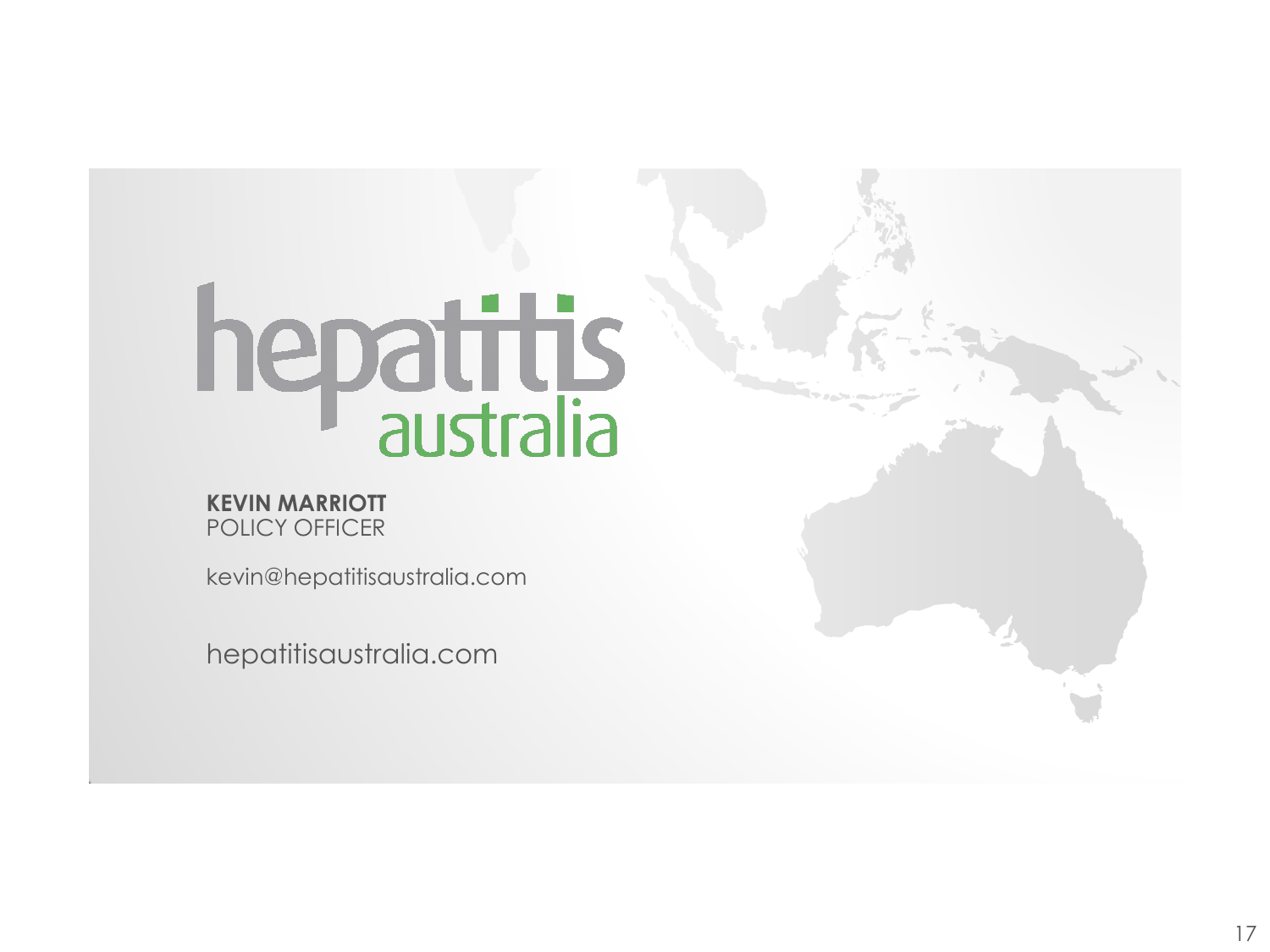hepatitis australia

**KEVIN MARRIOTT**
POLICY OFFICER

kevin@hepatitisaustralia.com

hepatitisaustralia.com